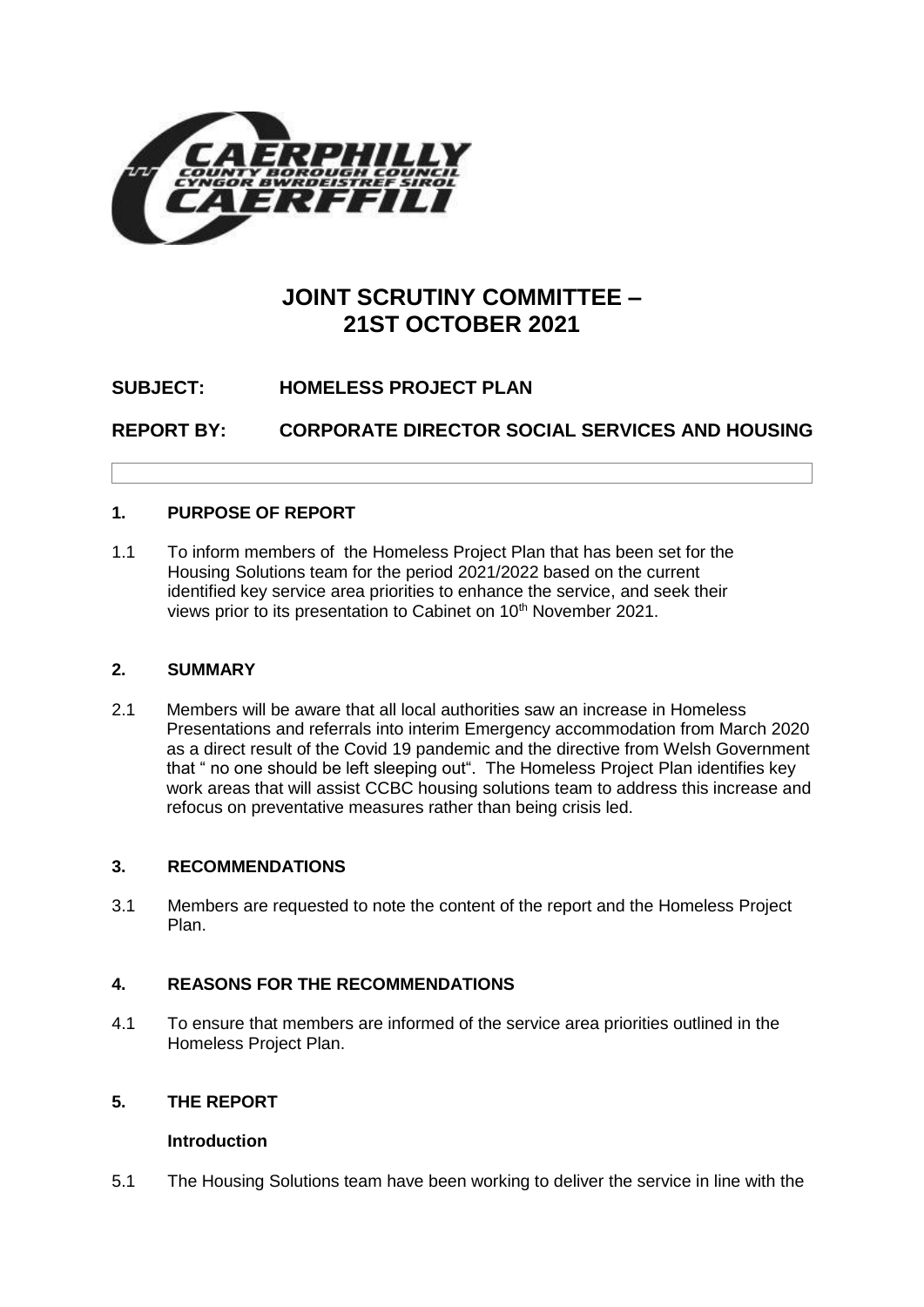# JOINT SCRUTINY COMMITTEE – 21ST OCTOBER 2021

**SUBJECT: HOMELESS PROJECT PLAN**

**REPORT BY: CORPORATE DIRECTOR SOCIAL SERVICES AND HOUSING**

## 1. PURPOSE OF REPORT

1.1 To inform members of the Homeless Project Plan that has been set for the Housing Solutions team for the period 2021/2022 based on the current identified key service area priorities to enhance the service, and seek their views prior to its presentation to Cabinet on 10th November 2021.

## 2. SUMMARY

2.1 Members will be aware that all local authorities saw an increase in Homeless Presentations and referrals into interim Emergency accommodation from March 2020 as a direct result of the Covid 19 pandemic and the directive from Welsh Government that " no one should be left sleeping out". The Homeless Project Plan identifies key work areas that will assist CCBC housing solutions team to address this increase and refocus on preventative measures rather than being crisis led.

## 3. RECOMMENDATIONS

3.1 Members are requested to note the content of the report and the Homeless Project Plan.

## 4. REASONS FOR THE RECOMMENDATIONS

4.1 To ensure that members are informed of the service area priorities outlined in the Homeless Project Plan.

## 5. THE REPORT

### Introduction

5.1 The Housing Solutions team have been working to deliver the service in line with the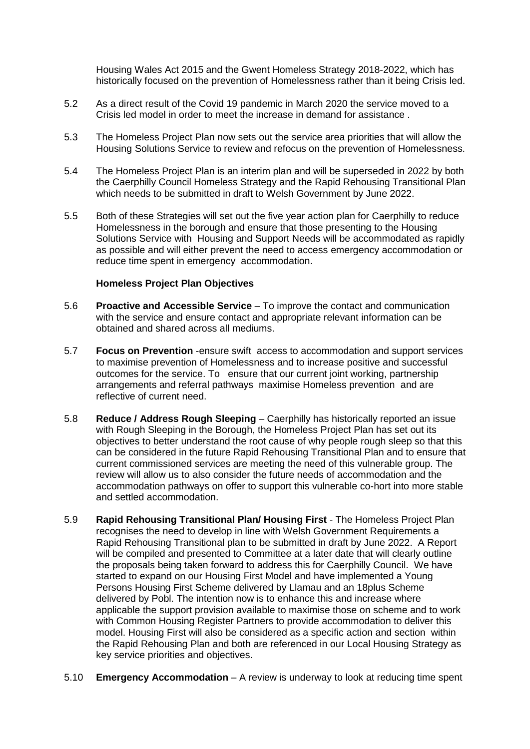Housing Wales Act 2015 and the Gwent Homeless Strategy 2018-2022, which has historically focused on the prevention of Homelessness rather than it being Crisis led.

5.2 As a direct result of the Covid 19 pandemic in March 2020 the service moved to a Crisis led model in order to meet the increase in demand for assistance .

5.3 The Homeless Project Plan now sets out the service area priorities that will allow the Housing Solutions Service to review and refocus on the prevention of Homelessness.

5.4 The Homeless Project Plan is an interim plan and will be superseded in 2022 by both the Caerphilly Council Homeless Strategy and the Rapid Rehousing Transitional Plan which needs to be submitted in draft to Welsh Government by June 2022.

5.5 Both of these Strategies will set out the five year action plan for Caerphilly to reduce Homelessness in the borough and ensure that those presenting to the Housing Solutions Service with Housing and Support Needs will be accommodated as rapidly as possible and will either prevent the need to access emergency accommodation or reduce time spent in emergency accommodation.

**Homeless Project Plan Objectives**

5.6 **Proactive and Accessible Service** – To improve the contact and communication with the service and ensure contact and appropriate relevant information can be obtained and shared across all mediums.

5.7 **Focus on Prevention** -ensure swift access to accommodation and support services to maximise prevention of Homelessness and to increase positive and successful outcomes for the service. To ensure that our current joint working, partnership arrangements and referral pathways maximise Homeless prevention and are reflective of current need.

5.8 **Reduce / Address Rough Sleeping** – Caerphilly has historically reported an issue with Rough Sleeping in the Borough, the Homeless Project Plan has set out its objectives to better understand the root cause of why people rough sleep so that this can be considered in the future Rapid Rehousing Transitional Plan and to ensure that current commissioned services are meeting the need of this vulnerable group. The review will allow us to also consider the future needs of accommodation and the accommodation pathways on offer to support this vulnerable co-hort into more stable and settled accommodation.

5.9 **Rapid Rehousing Transitional Plan/ Housing First** - The Homeless Project Plan recognises the need to develop in line with Welsh Government Requirements a Rapid Rehousing Transitional plan to be submitted in draft by June 2022. A Report will be compiled and presented to Committee at a later date that will clearly outline the proposals being taken forward to address this for Caerphilly Council. We have started to expand on our Housing First Model and have implemented a Young Persons Housing First Scheme delivered by Llamau and an 18plus Scheme delivered by Pobl. The intention now is to enhance this and increase where applicable the support provision available to maximise those on scheme and to work with Common Housing Register Partners to provide accommodation to deliver this model. Housing First will also be considered as a specific action and section within the Rapid Rehousing Plan and both are referenced in our Local Housing Strategy as key service priorities and objectives.

5.10 **Emergency Accommodation** – A review is underway to look at reducing time spent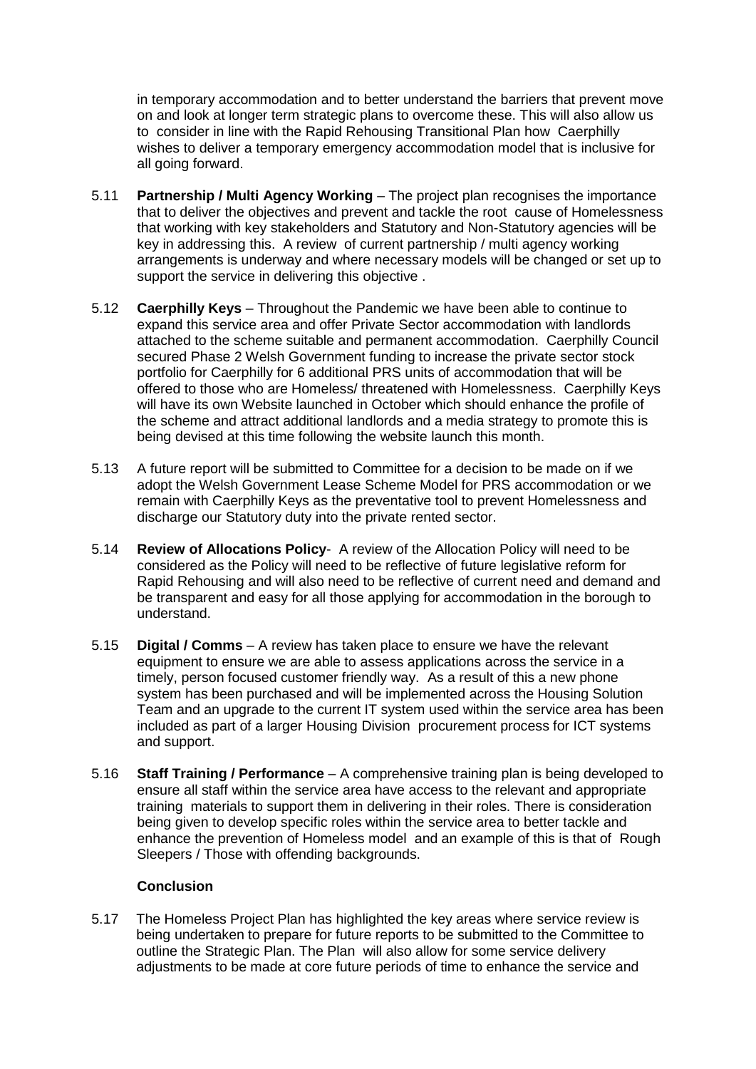in temporary accommodation and to better understand the barriers that prevent move on and look at longer term strategic plans to overcome these. This will also allow us to consider in line with the Rapid Rehousing Transitional Plan how Caerphilly wishes to deliver a temporary emergency accommodation model that is inclusive for all going forward.

5.11 **Partnership / Multi Agency Working** – The project plan recognises the importance that to deliver the objectives and prevent and tackle the root cause of Homelessness that working with key stakeholders and Statutory and Non-Statutory agencies will be key in addressing this. A review of current partnership / multi agency working arrangements is underway and where necessary models will be changed or set up to support the service in delivering this objective .

5.12 **Caerphilly Keys** – Throughout the Pandemic we have been able to continue to expand this service area and offer Private Sector accommodation with landlords attached to the scheme suitable and permanent accommodation. Caerphilly Council secured Phase 2 Welsh Government funding to increase the private sector stock portfolio for Caerphilly for 6 additional PRS units of accommodation that will be offered to those who are Homeless/ threatened with Homelessness. Caerphilly Keys will have its own Website launched in October which should enhance the profile of the scheme and attract additional landlords and a media strategy to promote this is being devised at this time following the website launch this month.

5.13 A future report will be submitted to Committee for a decision to be made on if we adopt the Welsh Government Lease Scheme Model for PRS accommodation or we remain with Caerphilly Keys as the preventative tool to prevent Homelessness and discharge our Statutory duty into the private rented sector.

5.14 **Review of Allocations Policy**- A review of the Allocation Policy will need to be considered as the Policy will need to be reflective of future legislative reform for Rapid Rehousing and will also need to be reflective of current need and demand and be transparent and easy for all those applying for accommodation in the borough to understand.

5.15 **Digital / Comms** – A review has taken place to ensure we have the relevant equipment to ensure we are able to assess applications across the service in a timely, person focused customer friendly way. As a result of this a new phone system has been purchased and will be implemented across the Housing Solution Team and an upgrade to the current IT system used within the service area has been included as part of a larger Housing Division procurement process for ICT systems and support.

5.16 **Staff Training / Performance** – A comprehensive training plan is being developed to ensure all staff within the service area have access to the relevant and appropriate training materials to support them in delivering in their roles. There is consideration being given to develop specific roles within the service area to better tackle and enhance the prevention of Homeless model and an example of this is that of Rough Sleepers / Those with offending backgrounds.

**Conclusion**

5.17 The Homeless Project Plan has highlighted the key areas where service review is being undertaken to prepare for future reports to be submitted to the Committee to outline the Strategic Plan. The Plan will also allow for some service delivery adjustments to be made at core future periods of time to enhance the service and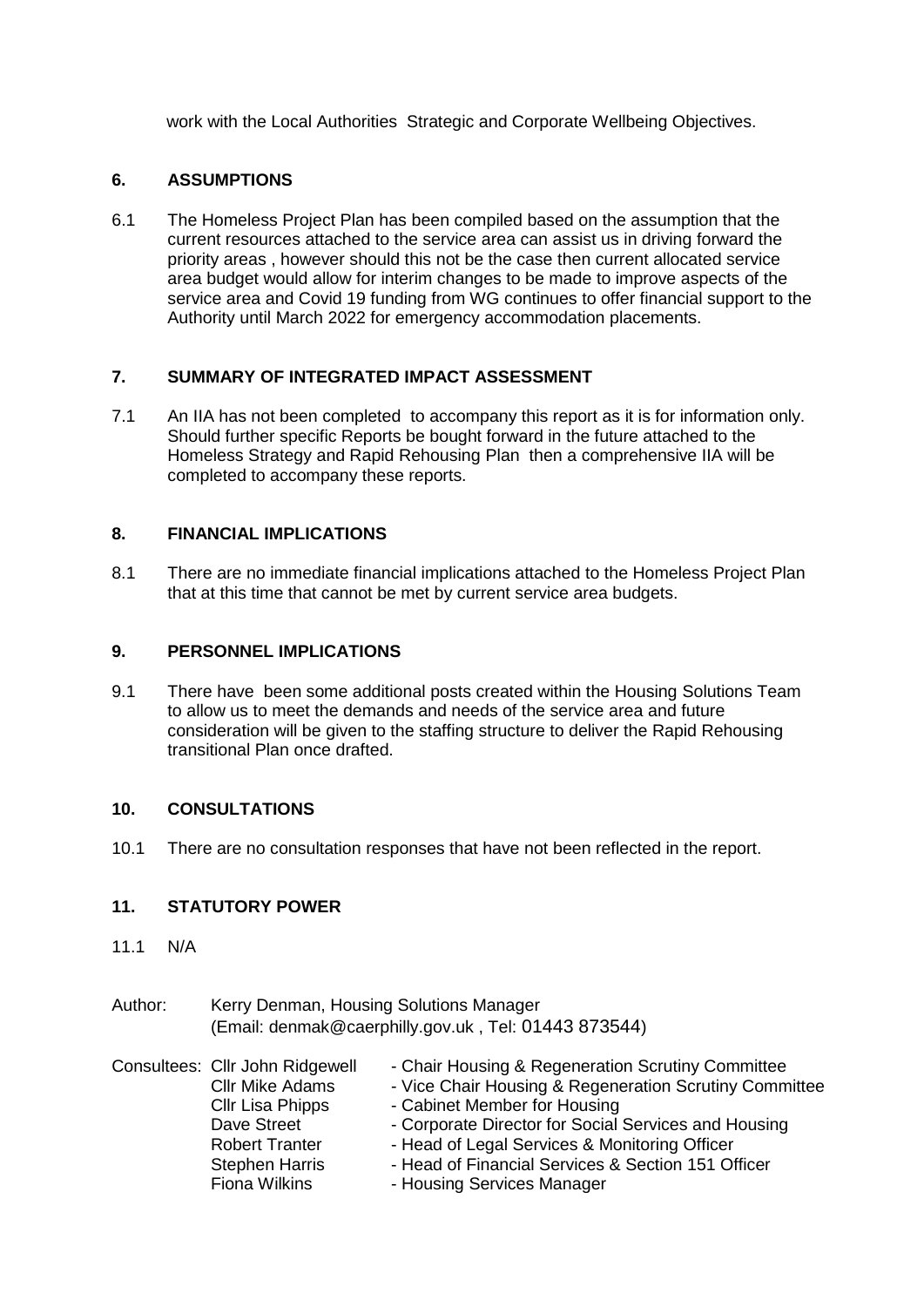work with the Local Authorities Strategic and Corporate Wellbeing Objectives.

## 6. ASSUMPTIONS

6.1 The Homeless Project Plan has been compiled based on the assumption that the current resources attached to the service area can assist us in driving forward the priority areas , however should this not be the case then current allocated service area budget would allow for interim changes to be made to improve aspects of the service area and Covid 19 funding from WG continues to offer financial support to the Authority until March 2022 for emergency accommodation placements.

## 7. SUMMARY OF INTEGRATED IMPACT ASSESSMENT

7.1 An IIA has not been completed to accompany this report as it is for information only. Should further specific Reports be bought forward in the future attached to the Homeless Strategy and Rapid Rehousing Plan then a comprehensive IIA will be completed to accompany these reports.

## 8. FINANCIAL IMPLICATIONS

8.1 There are no immediate financial implications attached to the Homeless Project Plan that at this time that cannot be met by current service area budgets.

## 9. PERSONNEL IMPLICATIONS

9.1 There have been some additional posts created within the Housing Solutions Team to allow us to meet the demands and needs of the service area and future consideration will be given to the staffing structure to deliver the Rapid Rehousing transitional Plan once drafted.

## 10. CONSULTATIONS

10.1 There are no consultation responses that have not been reflected in the report.

## 11. STATUTORY POWER

11.1 N/A

Author: Kerry Denman, Housing Solutions Manager
(Email: denmak@caerphilly.gov.uk , Tel: 01443 873544)

Consultees:
Cllr John Ridgewell - Chair Housing & Regeneration Scrutiny Committee
Cllr Mike Adams - Vice Chair Housing & Regeneration Scrutiny Committee
Cllr Lisa Phipps - Cabinet Member for Housing
Dave Street - Corporate Director for Social Services and Housing
Robert Tranter - Head of Legal Services & Monitoring Officer
Stephen Harris - Head of Financial Services & Section 151 Officer
Fiona Wilkins - Housing Services Manager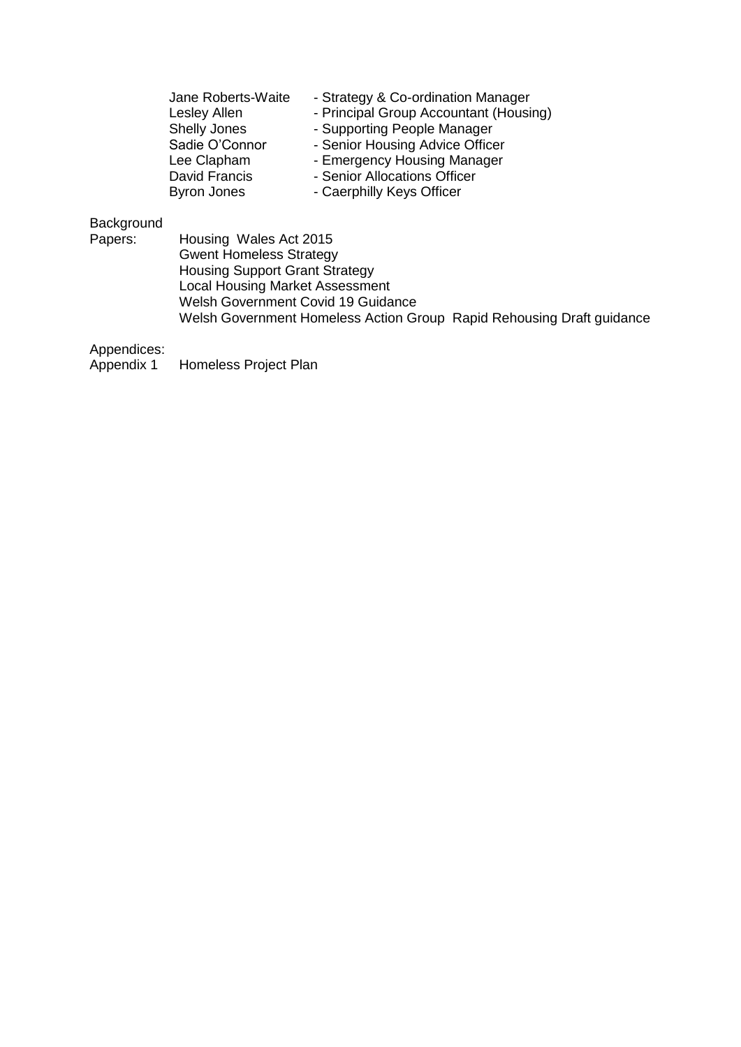| | |
|---|---|
| Jane Roberts-Waite | - Strategy & Co-ordination Manager |
| Lesley Allen | - Principal Group Accountant (Housing) |
| Shelly Jones | - Supporting People Manager |
| Sadie O'Connor | - Senior Housing Advice Officer |
| Lee Clapham | - Emergency Housing Manager |
| David Francis | - Senior Allocations Officer |
| Byron Jones | - Caerphilly Keys Officer |

Background Papers:

Housing Wales Act 2015
Gwent Homeless Strategy
Housing Support Grant Strategy
Local Housing Market Assessment
Welsh Government Covid 19 Guidance
Welsh Government Homeless Action Group Rapid Rehousing Draft guidance

Appendices:
Appendix 1 Homeless Project Plan